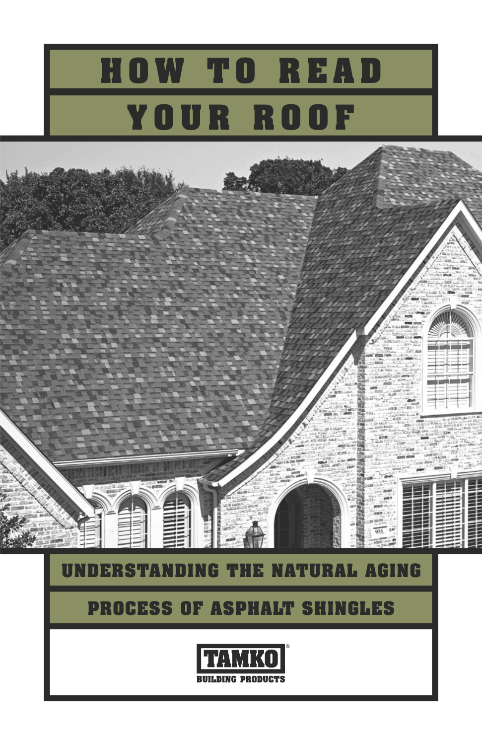# HOW TO READ YOUR ROOF

## UNDERSTANDING THE NATURAL AGING PROCESS OF ASPHALT SHINGLES

TAMKO®
BUILDING PRODUCTS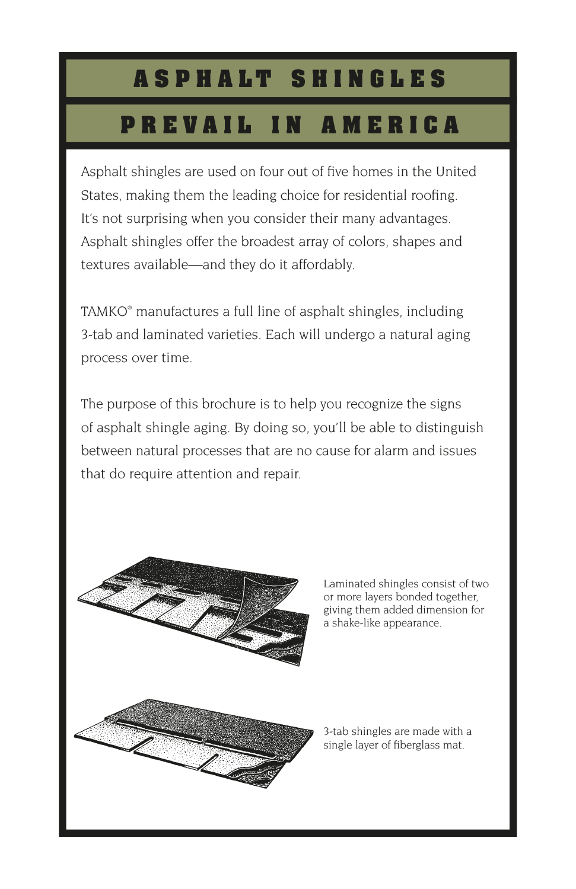# ASPHALT SHINGLES PREVAIL IN AMERICA

Asphalt shingles are used on four out of five homes in the United States, making them the leading choice for residential roofing. It's not surprising when you consider their many advantages. Asphalt shingles offer the broadest array of colors, shapes and textures available—and they do it affordably.

TAMKO® manufactures a full line of asphalt shingles, including 3-tab and laminated varieties. Each will undergo a natural aging process over time.

The purpose of this brochure is to help you recognize the signs of asphalt shingle aging. By doing so, you'll be able to distinguish between natural processes that are no cause for alarm and issues that do require attention and repair.

Laminated shingles consist of two or more layers bonded together, giving them added dimension for a shake-like appearance.

3-tab shingles are made with a single layer of fiberglass mat.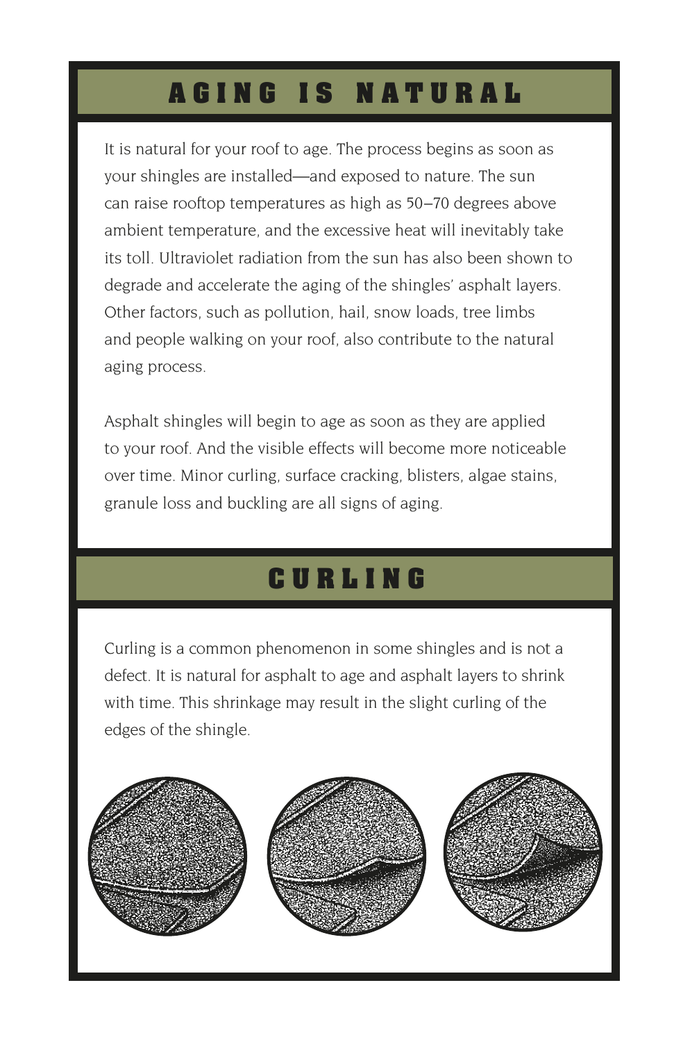## AGING IS NATURAL

It is natural for your roof to age. The process begins as soon as your shingles are installed—and exposed to nature. The sun can raise rooftop temperatures as high as 50–70 degrees above ambient temperature, and the excessive heat will inevitably take its toll. Ultraviolet radiation from the sun has also been shown to degrade and accelerate the aging of the shingles' asphalt layers. Other factors, such as pollution, hail, snow loads, tree limbs and people walking on your roof, also contribute to the natural aging process.

Asphalt shingles will begin to age as soon as they are applied to your roof. And the visible effects will become more noticeable over time. Minor curling, surface cracking, blisters, algae stains, granule loss and buckling are all signs of aging.

## CURLING

Curling is a common phenomenon in some shingles and is not a defect. It is natural for asphalt to age and asphalt layers to shrink with time. This shrinkage may result in the slight curling of the edges of the shingle.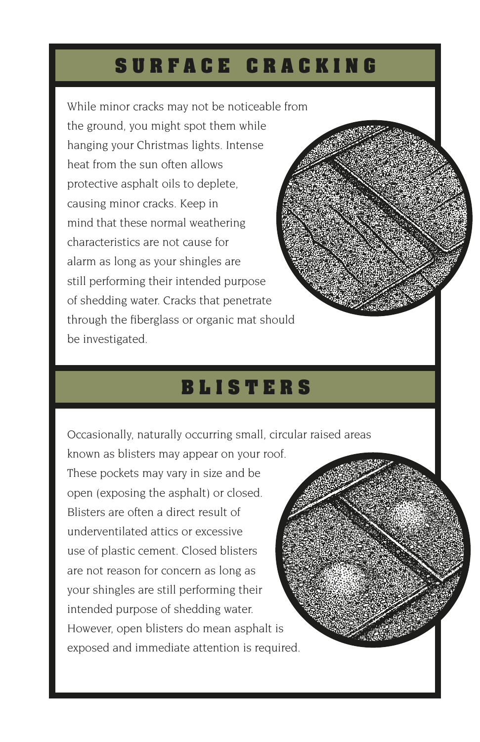## SURFACE CRACKING

While minor cracks may not be noticeable from the ground, you might spot them while hanging your Christmas lights. Intense heat from the sun often allows protective asphalt oils to deplete, causing minor cracks. Keep in mind that these normal weathering characteristics are not cause for alarm as long as your shingles are still performing their intended purpose of shedding water. Cracks that penetrate through the fiberglass or organic mat should be investigated.

## BLISTERS

Occasionally, naturally occurring small, circular raised areas known as blisters may appear on your roof. These pockets may vary in size and be open (exposing the asphalt) or closed. Blisters are often a direct result of underventilated attics or excessive use of plastic cement. Closed blisters are not reason for concern as long as your shingles are still performing their intended purpose of shedding water. However, open blisters do mean asphalt is exposed and immediate attention is required.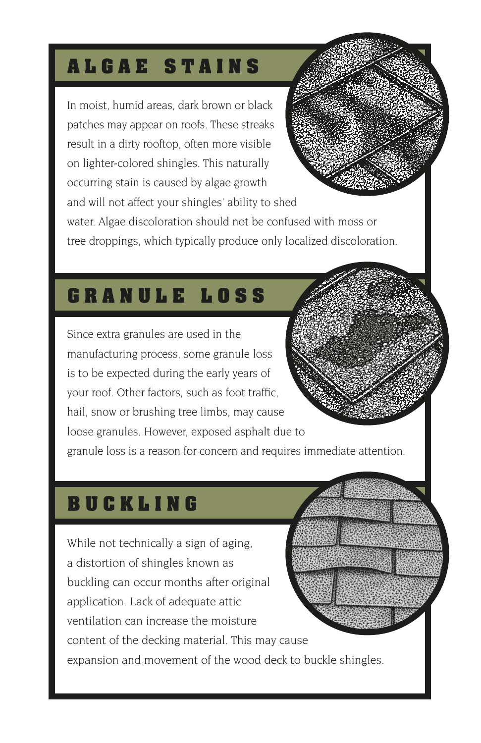## ALGAE STAINS

In moist, humid areas, dark brown or black patches may appear on roofs. These streaks result in a dirty rooftop, often more visible on lighter-colored shingles. This naturally occurring stain is caused by algae growth and will not affect your shingles' ability to shed water. Algae discoloration should not be confused with moss or tree droppings, which typically produce only localized discoloration.

## GRANULE LOSS

Since extra granules are used in the manufacturing process, some granule loss is to be expected during the early years of your roof. Other factors, such as foot traffic, hail, snow or brushing tree limbs, may cause loose granules. However, exposed asphalt due to granule loss is a reason for concern and requires immediate attention.

## BUCKLING

While not technically a sign of aging, a distortion of shingles known as buckling can occur months after original application. Lack of adequate attic ventilation can increase the moisture content of the decking material. This may cause expansion and movement of the wood deck to buckle shingles.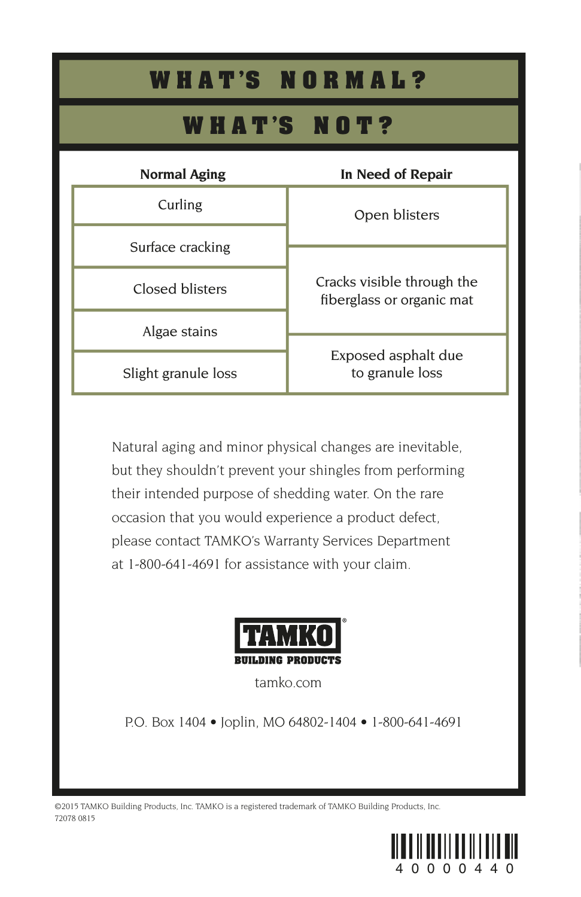# WHAT'S NORMAL?

# WHAT'S NOT?

| Normal Aging | In Need of Repair |
|---|---|
| Curling | Open blisters |
| Surface cracking | |
| Closed blisters | Cracks visible through the fiberglass or organic mat |
| Algae stains | |
| Slight granule loss | Exposed asphalt due to granule loss |

Natural aging and minor physical changes are inevitable, but they shouldn't prevent your shingles from performing their intended purpose of shedding water. On the rare occasion that you would experience a product defect, please contact TAMKO's Warranty Services Department at 1-800-641-4691 for assistance with your claim.

TAMKO®
BUILDING PRODUCTS

tamko.com

P.O. Box 1404 • Joplin, MO 64802-1404 • 1-800-641-4691

©2015 TAMKO Building Products, Inc. TAMKO is a registered trademark of TAMKO Building Products, Inc.
72078 0815

4 0 0 0 0 4 4 0